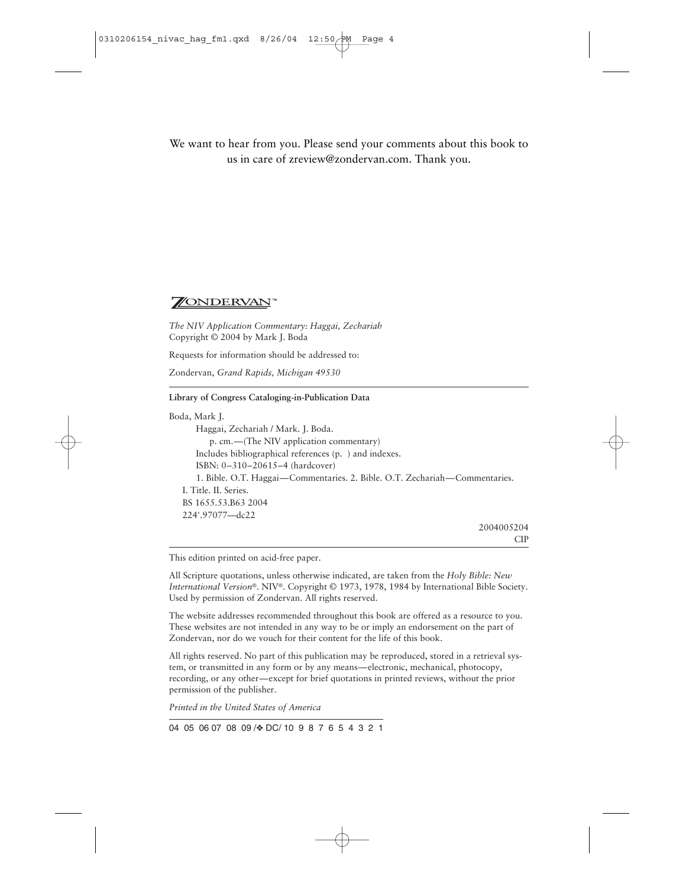We want to hear from you. Please send your comments about this book to us in care of zreview@zondervan.com. Thank you.

ZONDERVAN™

*The NIV Application Commentary: Haggai, Zechariah*
Copyright © 2004 by Mark J. Boda

Requests for information should be addressed to:

Zondervan, *Grand Rapids, Michigan 49530*

---

**Library of Congress Cataloging-in-Publication Data**

Boda, Mark J.
Haggai, Zechariah / Mark. J. Boda.
p. cm.—(The NIV application commentary)
Includes bibliographical references (p. ) and indexes.
ISBN: 0–310–20615–4 (hardcover)
1. Bible. O.T. Haggai—Commentaries. 2. Bible. O.T. Zechariah—Commentaries.
I. Title. II. Series.
BS 1655.53.B63 2004
224'.97077—dc22

2004005204
CIP

---

This edition printed on acid-free paper.

All Scripture quotations, unless otherwise indicated, are taken from the *Holy Bible: New International Version*®. NIV®. Copyright © 1973, 1978, 1984 by International Bible Society. Used by permission of Zondervan. All rights reserved.

The website addresses recommended throughout this book are offered as a resource to you. These websites are not intended in any way to be or imply an endorsement on the part of Zondervan, nor do we vouch for their content for the life of this book.

All rights reserved. No part of this publication may be reproduced, stored in a retrieval system, or transmitted in any form or by any means—electronic, mechanical, photocopy, recording, or any other—except for brief quotations in printed reviews, without the prior permission of the publisher.

*Printed in the United States of America*

04 05 06 07 08 09 /❖ DC/ 10 9 8 7 6 5 4 3 2 1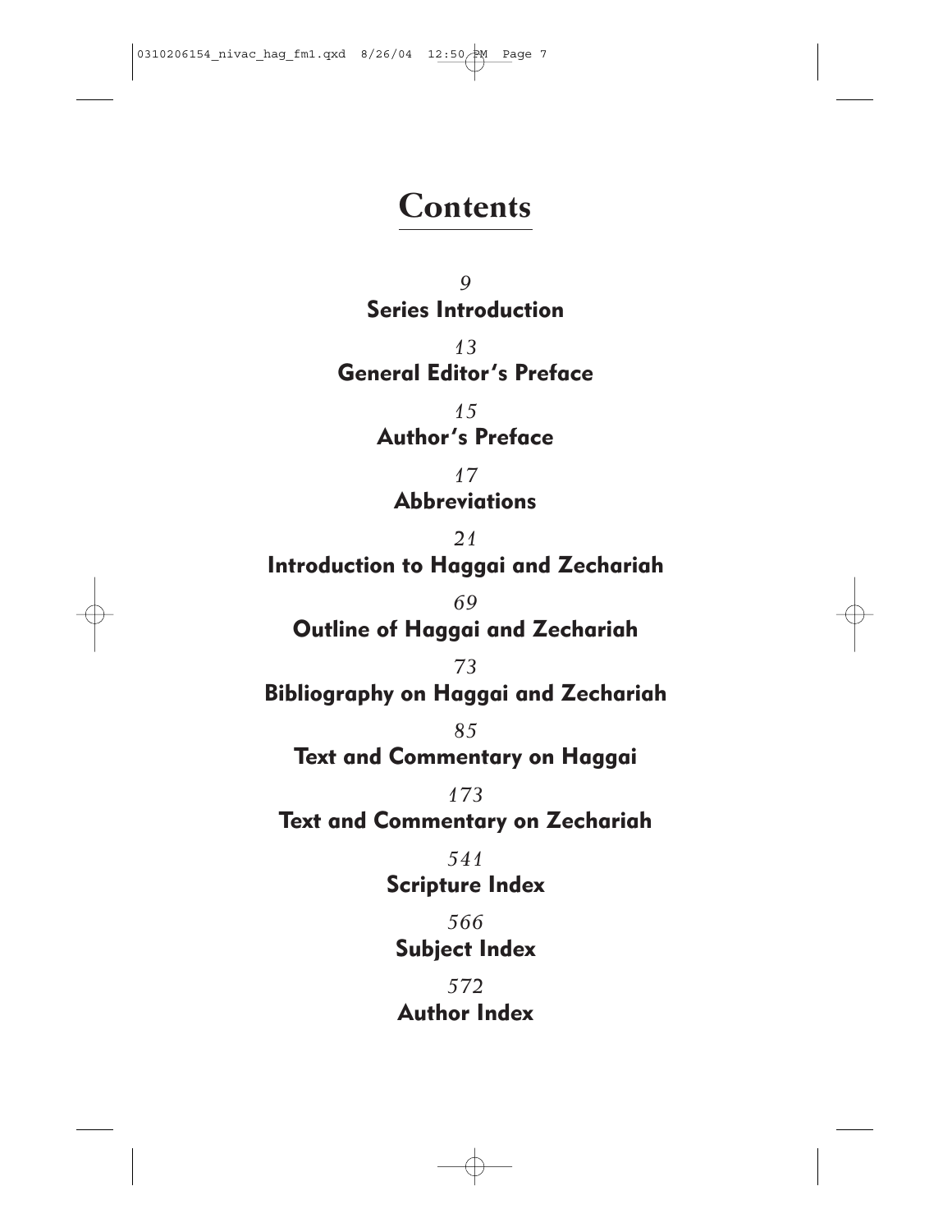# Contents

*9*
**Series Introduction**

*13*
**General Editor's Preface**

*15*
**Author's Preface**

*17*
**Abbreviations**

*21*
**Introduction to Haggai and Zechariah**

*69*
**Outline of Haggai and Zechariah**

*73*
**Bibliography on Haggai and Zechariah**

*85*
**Text and Commentary on Haggai**

*173*
**Text and Commentary on Zechariah**

*541*
**Scripture Index**

*566*
**Subject Index**

*572*
**Author Index**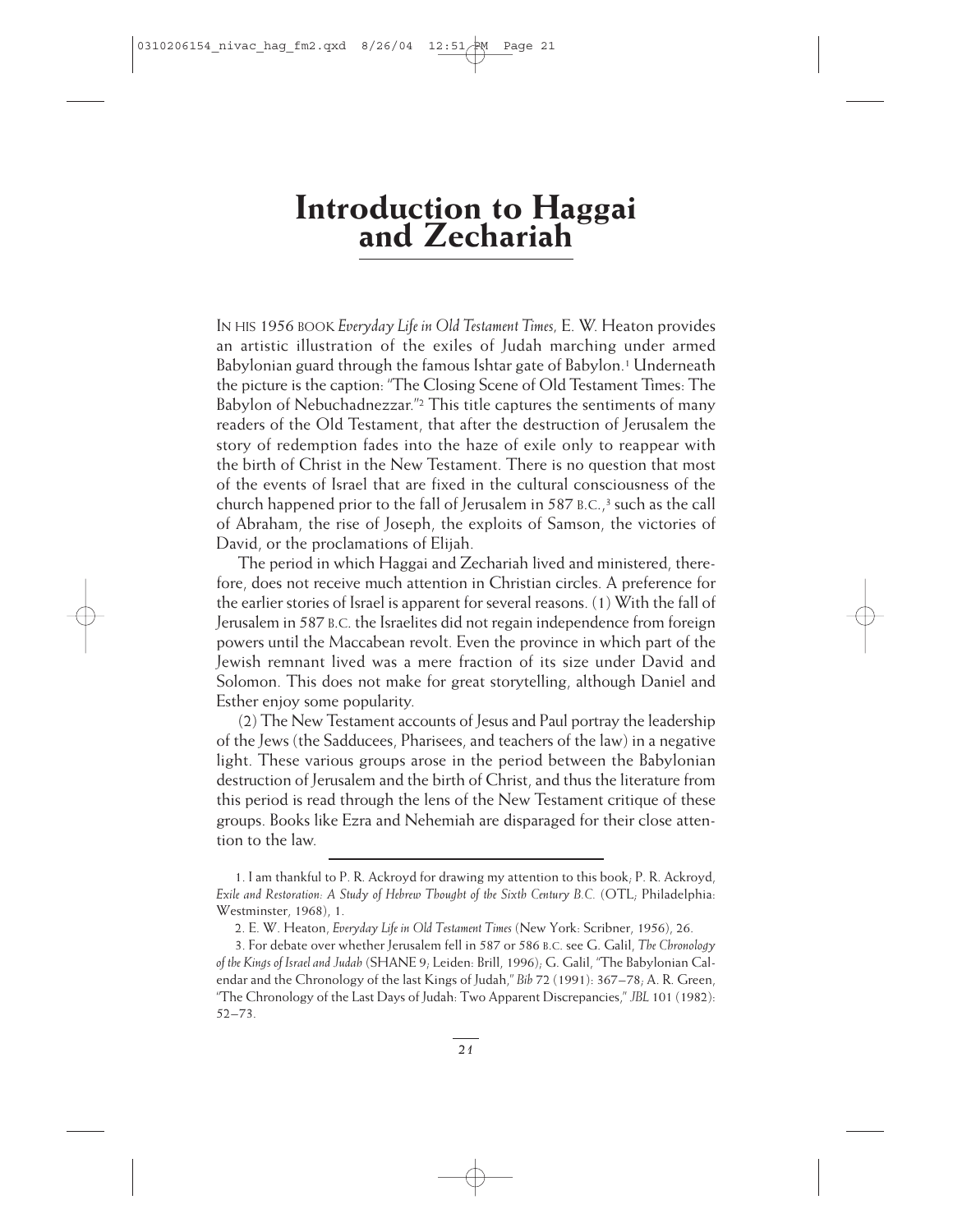# Introduction to Haggai and Zechariah

IN HIS 1956 BOOK *Everyday Life in Old Testament Times,* E. W. Heaton provides an artistic illustration of the exiles of Judah marching under armed Babylonian guard through the famous Ishtar gate of Babylon.[1] Underneath the picture is the caption: "The Closing Scene of Old Testament Times: The Babylon of Nebuchadnezzar."[2] This title captures the sentiments of many readers of the Old Testament, that after the destruction of Jerusalem the story of redemption fades into the haze of exile only to reappear with the birth of Christ in the New Testament. There is no question that most of the events of Israel that are fixed in the cultural consciousness of the church happened prior to the fall of Jerusalem in 587 B.C.,[3] such as the call of Abraham, the rise of Joseph, the exploits of Samson, the victories of David, or the proclamations of Elijah.

The period in which Haggai and Zechariah lived and ministered, therefore, does not receive much attention in Christian circles. A preference for the earlier stories of Israel is apparent for several reasons. (1) With the fall of Jerusalem in 587 B.C. the Israelites did not regain independence from foreign powers until the Maccabean revolt. Even the province in which part of the Jewish remnant lived was a mere fraction of its size under David and Solomon. This does not make for great storytelling, although Daniel and Esther enjoy some popularity.

(2) The New Testament accounts of Jesus and Paul portray the leadership of the Jews (the Sadducees, Pharisees, and teachers of the law) in a negative light. These various groups arose in the period between the Babylonian destruction of Jerusalem and the birth of Christ, and thus the literature from this period is read through the lens of the New Testament critique of these groups. Books like Ezra and Nehemiah are disparaged for their close attention to the law.

---

1. I am thankful to P. R. Ackroyd for drawing my attention to this book; P. R. Ackroyd, *Exile and Restoration: A Study of Hebrew Thought of the Sixth Century B.C.* (OTL; Philadelphia: Westminster, 1968), 1.

2. E. W. Heaton, *Everyday Life in Old Testament Times* (New York: Scribner, 1956), 26.

3. For debate over whether Jerusalem fell in 587 or 586 B.C. see G. Galil, *The Chronology of the Kings of Israel and Judah* (SHANE 9; Leiden: Brill, 1996); G. Galil, "The Babylonian Calendar and the Chronology of the last Kings of Judah," *Bib* 72 (1991): 367–78; A. R. Green, "The Chronology of the Last Days of Judah: Two Apparent Discrepancies," *JBL* 101 (1982): 52–73.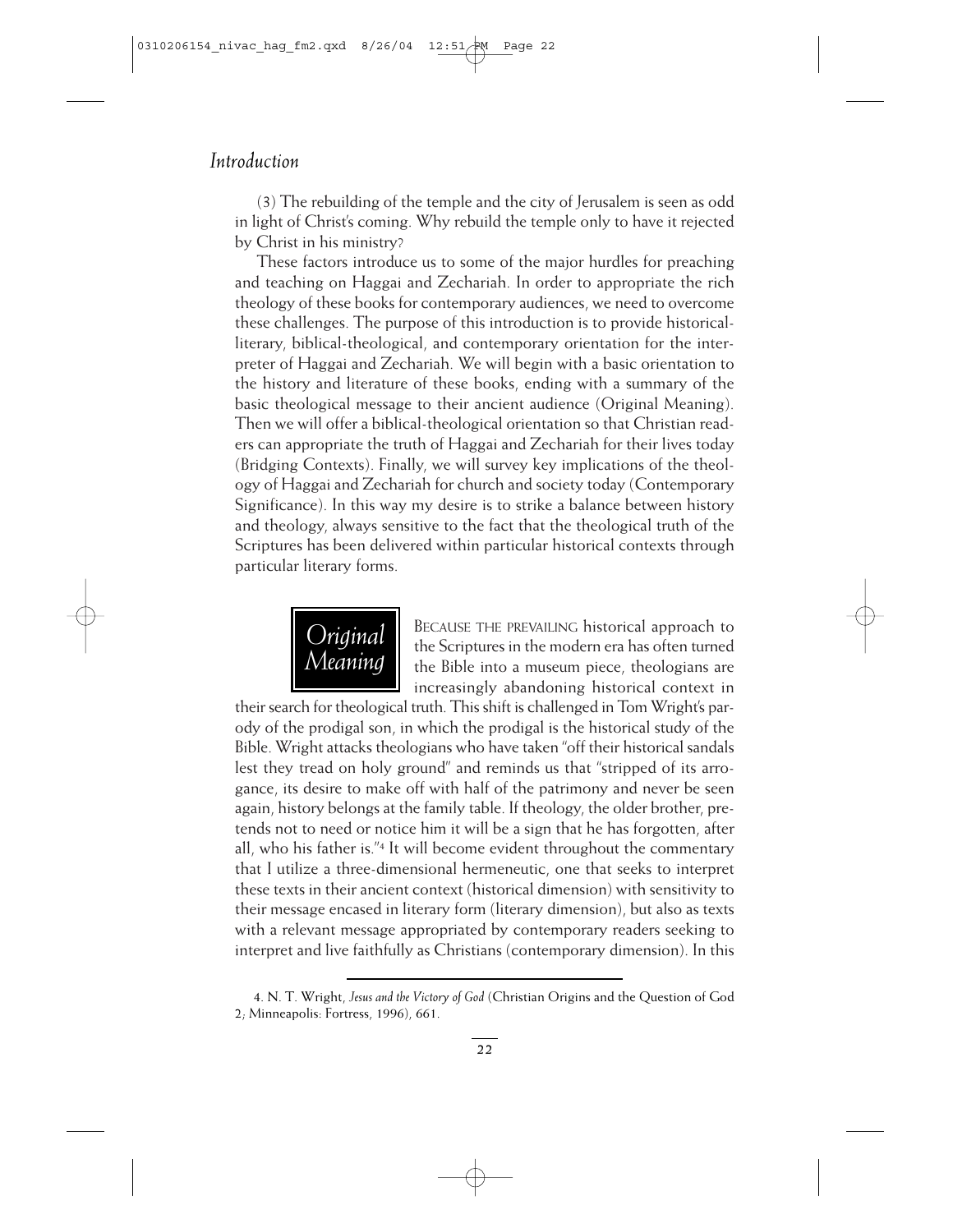(3) The rebuilding of the temple and the city of Jerusalem is seen as odd in light of Christ's coming. Why rebuild the temple only to have it rejected by Christ in his ministry?

These factors introduce us to some of the major hurdles for preaching and teaching on Haggai and Zechariah. In order to appropriate the rich theology of these books for contemporary audiences, we need to overcome these challenges. The purpose of this introduction is to provide historical-literary, biblical-theological, and contemporary orientation for the interpreter of Haggai and Zechariah. We will begin with a basic orientation to the history and literature of these books, ending with a summary of the basic theological message to their ancient audience (Original Meaning). Then we will offer a biblical-theological orientation so that Christian readers can appropriate the truth of Haggai and Zechariah for their lives today (Bridging Contexts). Finally, we will survey key implications of the theology of Haggai and Zechariah for church and society today (Contemporary Significance). In this way my desire is to strike a balance between history and theology, always sensitive to the fact that the theological truth of the Scriptures has been delivered within particular historical contexts through particular literary forms.

## *Original Meaning*

BECAUSE THE PREVAILING historical approach to the Scriptures in the modern era has often turned the Bible into a museum piece, theologians are increasingly abandoning historical context in their search for theological truth. This shift is challenged in Tom Wright's parody of the prodigal son, in which the prodigal is the historical study of the Bible. Wright attacks theologians who have taken "off their historical sandals lest they tread on holy ground" and reminds us that "stripped of its arrogance, its desire to make off with half of the patrimony and never be seen again, history belongs at the family table. If theology, the older brother, pretends not to need or notice him it will be a sign that he has forgotten, after all, who his father is."[4] It will become evident throughout the commentary that I utilize a three-dimensional hermeneutic, one that seeks to interpret these texts in their ancient context (historical dimension) with sensitivity to their message encased in literary form (literary dimension), but also as texts with a relevant message appropriated by contemporary readers seeking to interpret and live faithfully as Christians (contemporary dimension). In this

4. N. T. Wright, *Jesus and the Victory of God* (Christian Origins and the Question of God 2; Minneapolis: Fortress, 1996), 661.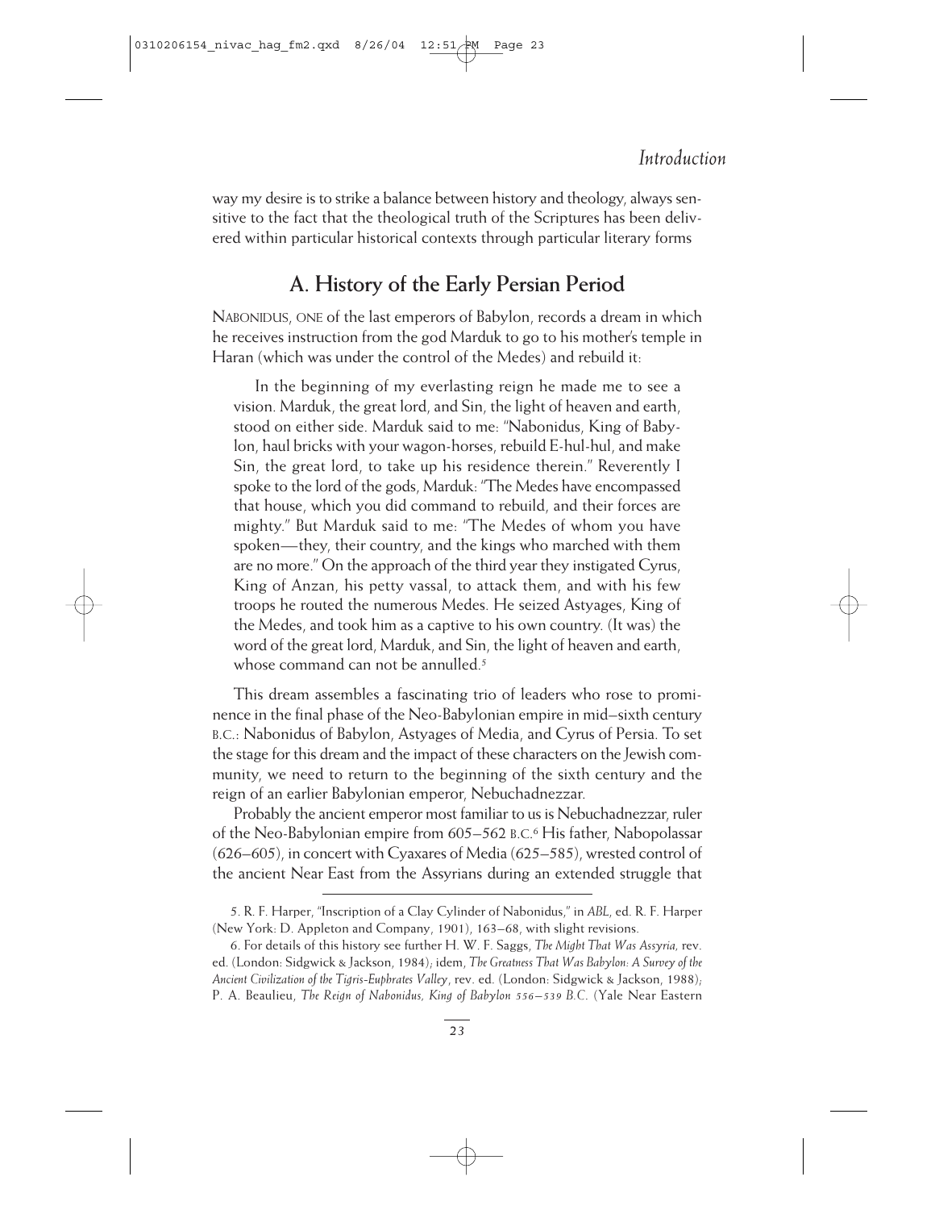way my desire is to strike a balance between history and theology, always sensitive to the fact that the theological truth of the Scriptures has been delivered within particular historical contexts through particular literary forms

## A. History of the Early Persian Period

NABONIDUS, ONE of the last emperors of Babylon, records a dream in which he receives instruction from the god Marduk to go to his mother's temple in Haran (which was under the control of the Medes) and rebuild it:

> In the beginning of my everlasting reign he made me to see a vision. Marduk, the great lord, and Sin, the light of heaven and earth, stood on either side. Marduk said to me: "Nabonidus, King of Babylon, haul bricks with your wagon-horses, rebuild E-hul-hul, and make Sin, the great lord, to take up his residence therein." Reverently I spoke to the lord of the gods, Marduk: "The Medes have encompassed that house, which you did command to rebuild, and their forces are mighty." But Marduk said to me: "The Medes of whom you have spoken—they, their country, and the kings who marched with them are no more." On the approach of the third year they instigated Cyrus, King of Anzan, his petty vassal, to attack them, and with his few troops he routed the numerous Medes. He seized Astyages, King of the Medes, and took him as a captive to his own country. (It was) the word of the great lord, Marduk, and Sin, the light of heaven and earth, whose command can not be annulled.[5]

This dream assembles a fascinating trio of leaders who rose to prominence in the final phase of the Neo-Babylonian empire in mid–sixth century B.C.: Nabonidus of Babylon, Astyages of Media, and Cyrus of Persia. To set the stage for this dream and the impact of these characters on the Jewish community, we need to return to the beginning of the sixth century and the reign of an earlier Babylonian emperor, Nebuchadnezzar.

Probably the ancient emperor most familiar to us is Nebuchadnezzar, ruler of the Neo-Babylonian empire from 605–562 B.C.[6] His father, Nabopolassar (626–605), in concert with Cyaxares of Media (625–585), wrested control of the ancient Near East from the Assyrians during an extended struggle that

---

5. R. F. Harper, "Inscription of a Clay Cylinder of Nabonidus," in *ABL*, ed. R. F. Harper (New York: D. Appleton and Company, 1901), 163–68, with slight revisions.

6. For details of this history see further H. W. F. Saggs, *The Might That Was Assyria*, rev. ed. (London: Sidgwick & Jackson, 1984); idem, *The Greatness That Was Babylon: A Survey of the Ancient Civilization of the Tigris-Euphrates Valley*, rev. ed. (London: Sidgwick & Jackson, 1988); P. A. Beaulieu, *The Reign of Nabonidus, King of Babylon 556–539 B.C.* (Yale Near Eastern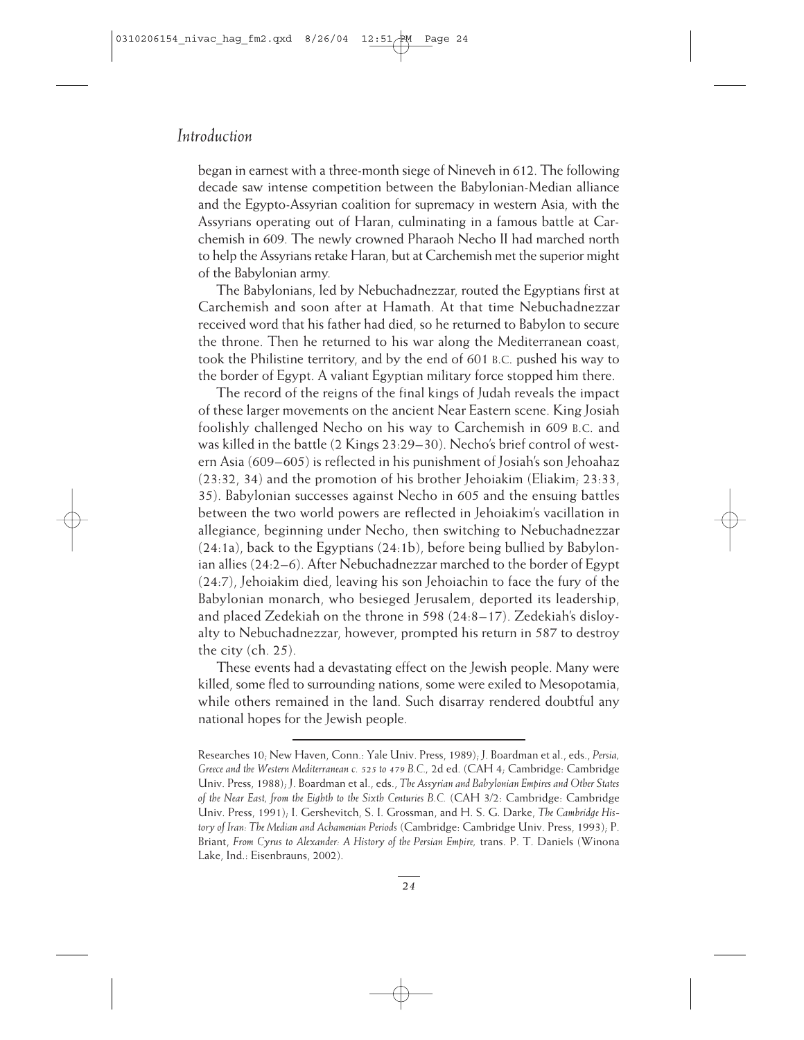began in earnest with a three-month siege of Nineveh in 612. The following decade saw intense competition between the Babylonian-Median alliance and the Egypto-Assyrian coalition for supremacy in western Asia, with the Assyrians operating out of Haran, culminating in a famous battle at Carchemish in 609. The newly crowned Pharaoh Necho II had marched north to help the Assyrians retake Haran, but at Carchemish met the superior might of the Babylonian army.

The Babylonians, led by Nebuchadnezzar, routed the Egyptians first at Carchemish and soon after at Hamath. At that time Nebuchadnezzar received word that his father had died, so he returned to Babylon to secure the throne. Then he returned to his war along the Mediterranean coast, took the Philistine territory, and by the end of 601 B.C. pushed his way to the border of Egypt. A valiant Egyptian military force stopped him there.

The record of the reigns of the final kings of Judah reveals the impact of these larger movements on the ancient Near Eastern scene. King Josiah foolishly challenged Necho on his way to Carchemish in 609 B.C. and was killed in the battle (2 Kings 23:29–30). Necho's brief control of western Asia (609–605) is reflected in his punishment of Josiah's son Jehoahaz (23:32, 34) and the promotion of his brother Jehoiakim (Eliakim; 23:33, 35). Babylonian successes against Necho in 605 and the ensuing battles between the two world powers are reflected in Jehoiakim's vacillation in allegiance, beginning under Necho, then switching to Nebuchadnezzar (24:1a), back to the Egyptians (24:1b), before being bullied by Babylonian allies (24:2–6). After Nebuchadnezzar marched to the border of Egypt (24:7), Jehoiakim died, leaving his son Jehoiachin to face the fury of the Babylonian monarch, who besieged Jerusalem, deported its leadership, and placed Zedekiah on the throne in 598 (24:8–17). Zedekiah's disloyalty to Nebuchadnezzar, however, prompted his return in 587 to destroy the city (ch. 25).

These events had a devastating effect on the Jewish people. Many were killed, some fled to surrounding nations, some were exiled to Mesopotamia, while others remained in the land. Such disarray rendered doubtful any national hopes for the Jewish people.

---

Researches 10; New Haven, Conn.: Yale Univ. Press, 1989); J. Boardman et al., eds., *Persia, Greece and the Western Mediterranean c. 525 to 479 B.C.*, 2d ed. (CAH 4; Cambridge: Cambridge Univ. Press, 1988); J. Boardman et al., eds., *The Assyrian and Babylonian Empires and Other States of the Near East, from the Eighth to the Sixth Centuries B.C.* (CAH 3/2: Cambridge: Cambridge Univ. Press, 1991); I. Gershevitch, S. I. Grossman, and H. S. G. Darke, *The Cambridge History of Iran: The Median and Achamenian Periods* (Cambridge: Cambridge Univ. Press, 1993); P. Briant, *From Cyrus to Alexander: A History of the Persian Empire,* trans. P. T. Daniels (Winona Lake, Ind.: Eisenbrauns, 2002).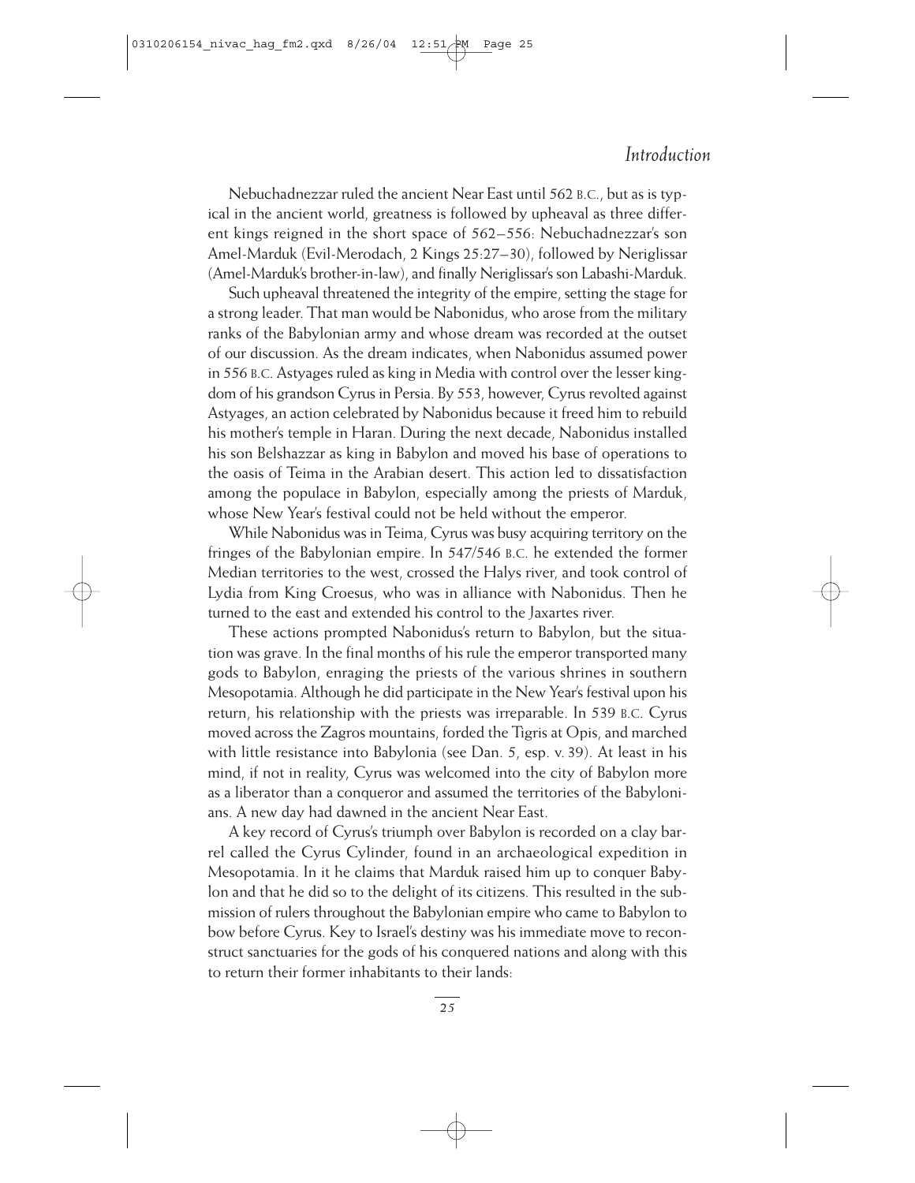Nebuchadnezzar ruled the ancient Near East until 562 B.C., but as is typical in the ancient world, greatness is followed by upheaval as three different kings reigned in the short space of 562–556: Nebuchadnezzar's son Amel-Marduk (Evil-Merodach, 2 Kings 25:27–30), followed by Neriglissar (Amel-Marduk's brother-in-law), and finally Neriglissar's son Labashi-Marduk.

Such upheaval threatened the integrity of the empire, setting the stage for a strong leader. That man would be Nabonidus, who arose from the military ranks of the Babylonian army and whose dream was recorded at the outset of our discussion. As the dream indicates, when Nabonidus assumed power in 556 B.C. Astyages ruled as king in Media with control over the lesser kingdom of his grandson Cyrus in Persia. By 553, however, Cyrus revolted against Astyages, an action celebrated by Nabonidus because it freed him to rebuild his mother's temple in Haran. During the next decade, Nabonidus installed his son Belshazzar as king in Babylon and moved his base of operations to the oasis of Teima in the Arabian desert. This action led to dissatisfaction among the populace in Babylon, especially among the priests of Marduk, whose New Year's festival could not be held without the emperor.

While Nabonidus was in Teima, Cyrus was busy acquiring territory on the fringes of the Babylonian empire. In 547/546 B.C. he extended the former Median territories to the west, crossed the Halys river, and took control of Lydia from King Croesus, who was in alliance with Nabonidus. Then he turned to the east and extended his control to the Jaxartes river.

These actions prompted Nabonidus's return to Babylon, but the situation was grave. In the final months of his rule the emperor transported many gods to Babylon, enraging the priests of the various shrines in southern Mesopotamia. Although he did participate in the New Year's festival upon his return, his relationship with the priests was irreparable. In 539 B.C. Cyrus moved across the Zagros mountains, forded the Tigris at Opis, and marched with little resistance into Babylonia (see Dan. 5, esp. v. 39). At least in his mind, if not in reality, Cyrus was welcomed into the city of Babylon more as a liberator than a conqueror and assumed the territories of the Babylonians. A new day had dawned in the ancient Near East.

A key record of Cyrus's triumph over Babylon is recorded on a clay barrel called the Cyrus Cylinder, found in an archaeological expedition in Mesopotamia. In it he claims that Marduk raised him up to conquer Babylon and that he did so to the delight of its citizens. This resulted in the submission of rulers throughout the Babylonian empire who came to Babylon to bow before Cyrus. Key to Israel's destiny was his immediate move to reconstruct sanctuaries for the gods of his conquered nations and along with this to return their former inhabitants to their lands: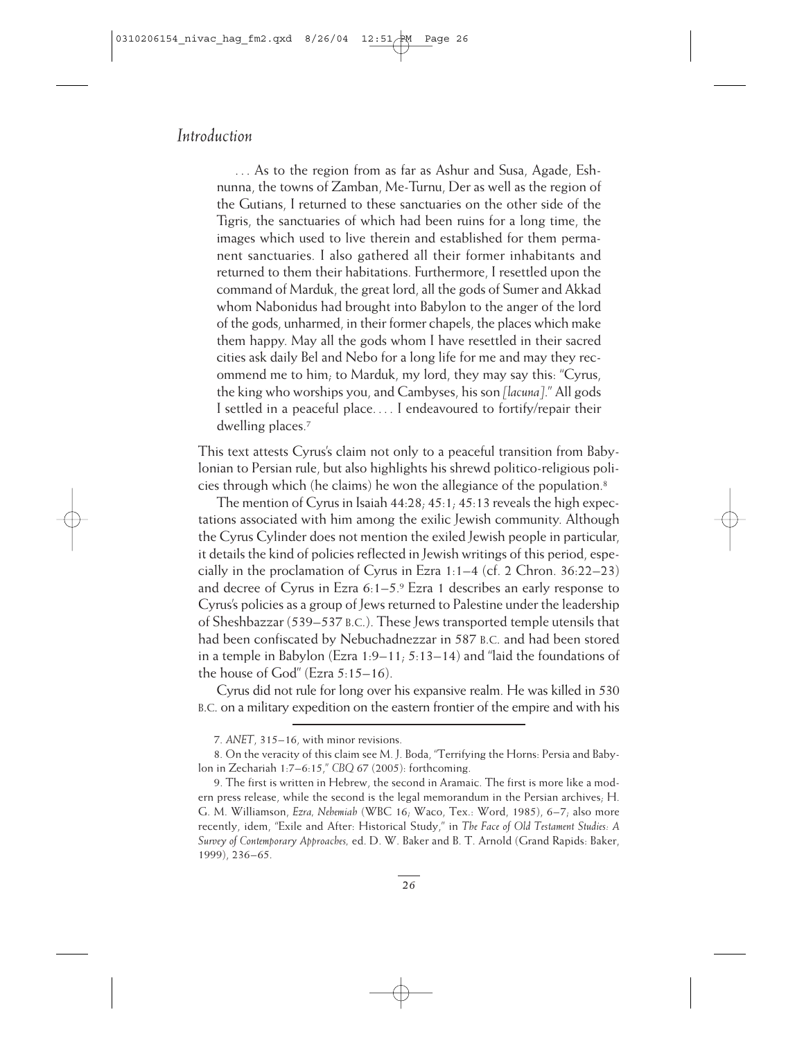. . . As to the region from as far as Ashur and Susa, Agade, Eshnunna, the towns of Zamban, Me-Turnu, Der as well as the region of the Gutians, I returned to these sanctuaries on the other side of the Tigris, the sanctuaries of which had been ruins for a long time, the images which used to live therein and established for them permanent sanctuaries. I also gathered all their former inhabitants and returned to them their habitations. Furthermore, I resettled upon the command of Marduk, the great lord, all the gods of Sumer and Akkad whom Nabonidus had brought into Babylon to the anger of the lord of the gods, unharmed, in their former chapels, the places which make them happy. May all the gods whom I have resettled in their sacred cities ask daily Bel and Nebo for a long life for me and may they recommend me to him; to Marduk, my lord, they may say this: "Cyrus, the king who worships you, and Cambyses, his son *[lacuna]*." All gods I settled in a peaceful place. . . . I endeavoured to fortify/repair their dwelling places.[7]

This text attests Cyrus's claim not only to a peaceful transition from Babylonian to Persian rule, but also highlights his shrewd politico-religious policies through which (he claims) he won the allegiance of the population.[8]

The mention of Cyrus in Isaiah 44:28; 45:1; 45:13 reveals the high expectations associated with him among the exilic Jewish community. Although the Cyrus Cylinder does not mention the exiled Jewish people in particular, it details the kind of policies reflected in Jewish writings of this period, especially in the proclamation of Cyrus in Ezra 1:1–4 (cf. 2 Chron. 36:22–23) and decree of Cyrus in Ezra 6:1–5.[9] Ezra 1 describes an early response to Cyrus's policies as a group of Jews returned to Palestine under the leadership of Sheshbazzar (539–537 B.C.). These Jews transported temple utensils that had been confiscated by Nebuchadnezzar in 587 B.C. and had been stored in a temple in Babylon (Ezra 1:9–11; 5:13–14) and "laid the foundations of the house of God" (Ezra 5:15–16).

Cyrus did not rule for long over his expansive realm. He was killed in 530 B.C. on a military expedition on the eastern frontier of the empire and with his

---

7. *ANET*, 315–16, with minor revisions.

8. On the veracity of this claim see M. J. Boda, "Terrifying the Horns: Persia and Babylon in Zechariah 1:7–6:15," *CBQ* 67 (2005): forthcoming.

9. The first is written in Hebrew, the second in Aramaic. The first is more like a modern press release, while the second is the legal memorandum in the Persian archives; H. G. M. Williamson, *Ezra, Nehemiah* (WBC 16; Waco, Tex.: Word, 1985), 6–7; also more recently, idem, "Exile and After: Historical Study," in *The Face of Old Testament Studies: A Survey of Contemporary Approaches,* ed. D. W. Baker and B. T. Arnold (Grand Rapids: Baker, 1999), 236–65.